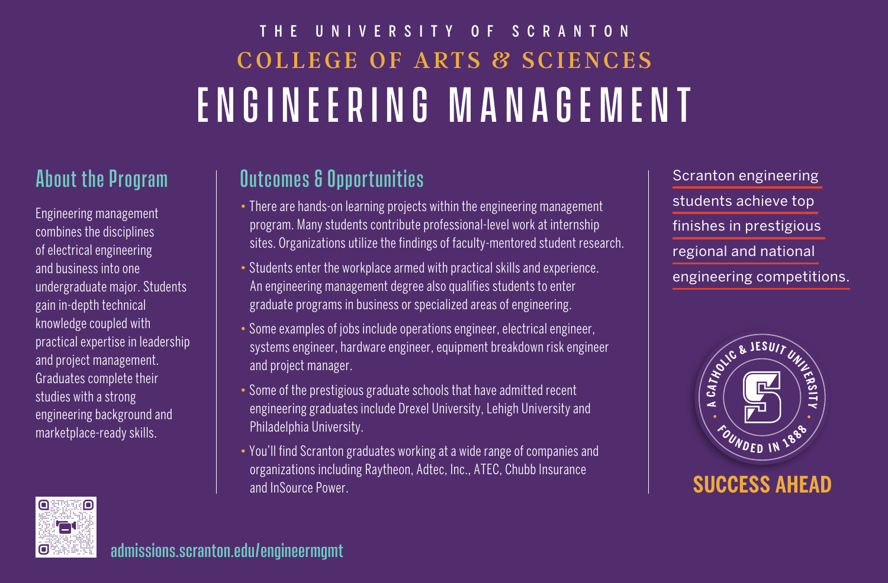THE UNIVERSITY OF SCRANTON

COLLEGE OF ARTS & SCIENCES

# ENGINEERING MANAGEMENT

## About the Program

Engineering management combines the disciplines of electrical engineering and business into one undergraduate major. Students gain in-depth technical knowledge coupled with practical expertise in leadership and project management. Graduates complete their studies with a strong engineering background and marketplace-ready skills.

## Outcomes & Opportunities

- There are hands-on learning projects within the engineering management program. Many students contribute professional-level work at internship sites. Organizations utilize the findings of faculty-mentored student research.
- Students enter the workplace armed with practical skills and experience. An engineering management degree also qualifies students to enter graduate programs in business or specialized areas of engineering.
- Some examples of jobs include operations engineer, electrical engineer, systems engineer, hardware engineer, equipment breakdown risk engineer and project manager.
- Some of the prestigious graduate schools that have admitted recent engineering graduates include Drexel University, Lehigh University and Philadelphia University.
- You'll find Scranton graduates working at a wide range of companies and organizations including Raytheon, Adtec, Inc., ATEC, Chubb Insurance and InSource Power.

Scranton engineering students achieve top finishes in prestigious regional and national engineering competitions.

A CATHOLIC & JESUIT UNIVERSITY · FOUNDED IN 1888

**SUCCESS AHEAD**

admissions.scranton.edu/engineermgmt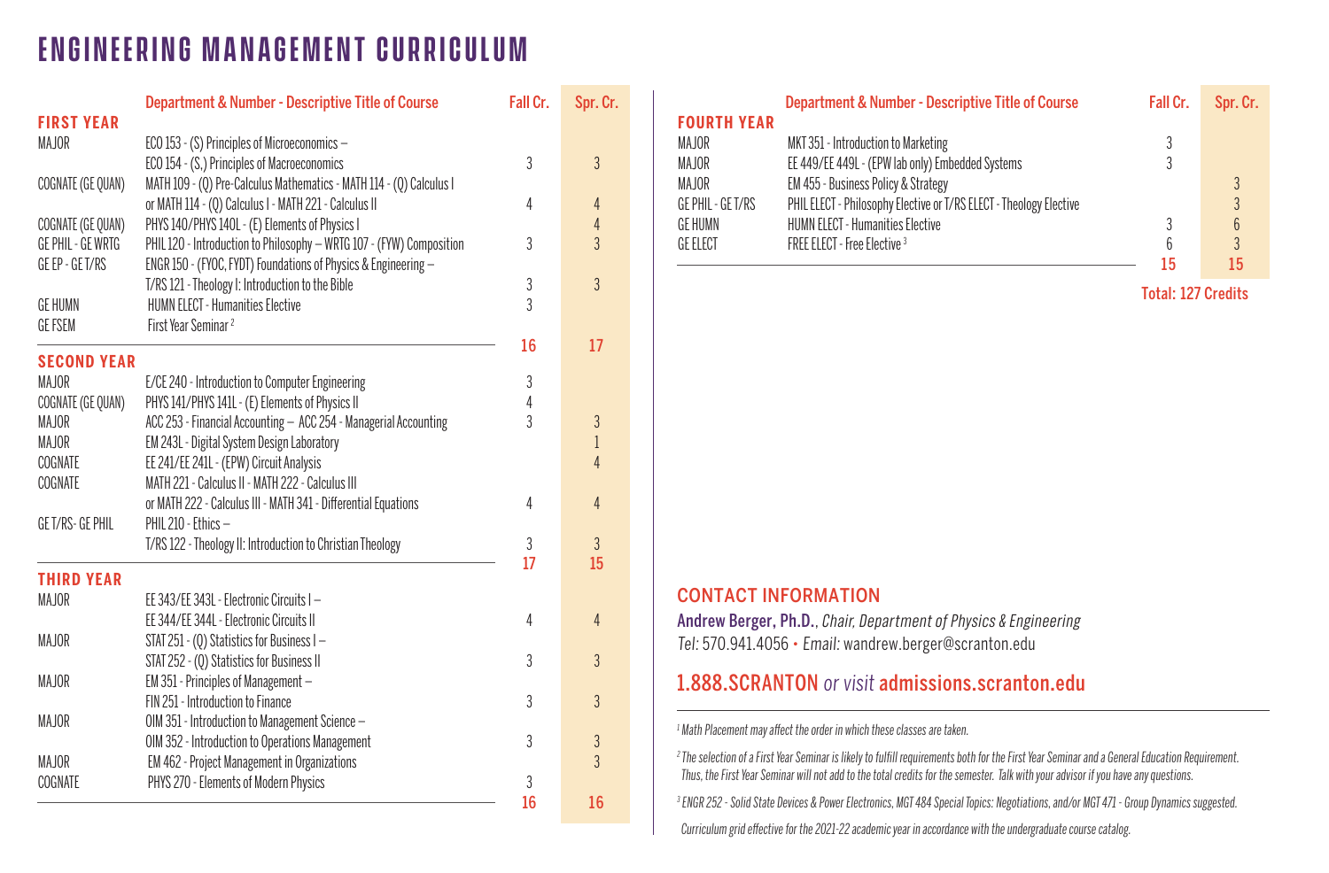# ENGINEERING MANAGEMENT CURRICULUM

| | Department & Number - Descriptive Title of Course | Fall Cr. | Spr. Cr. |
|---|---|---|---|
| **FIRST YEAR** | | | |
| MAJOR | ECO 153 - (S) Principles of Microeconomics – ECO 154 - (S,) Principles of Macroeconomics | 3 | 3 |
| COGNATE (GE QUAN) | MATH 109 - (Q) Pre-Calculus Mathematics - MATH 114 - (Q) Calculus I or MATH 114 - (Q) Calculus I - MATH 221 - Calculus II | 4 | 4 |
| COGNATE (GE QUAN) | PHYS 140/PHYS 140L - (E) Elements of Physics I | | 4 |
| GE PHIL - GE WRTG | PHIL 120 - Introduction to Philosophy – WRTG 107 - (FYW) Composition | 3 | 3 |
| GE EP - GE T/RS | ENGR 150 - (FYOC, FYDT) Foundations of Physics & Engineering – T/RS 121 - Theology I: Introduction to the Bible | 3 | 3 |
| GE HUMN | HUMN ELECT - Humanities Elective | 3 | |
| GE FSEM | First Year Seminar [2] | | |
| | | **16** | **17** |
| **SECOND YEAR** | | | |
| MAJOR | E/CE 240 - Introduction to Computer Engineering | 3 | |
| COGNATE (GE QUAN) | PHYS 141/PHYS 141L - (E) Elements of Physics II | 4 | |
| MAJOR | ACC 253 - Financial Accounting – ACC 254 - Managerial Accounting | 3 | 3 |
| MAJOR | EM 243L - Digital System Design Laboratory | | 1 |
| COGNATE | EE 241/EE 241L - (EPW) Circuit Analysis | | 4 |
| COGNATE | MATH 221 - Calculus II - MATH 222 - Calculus III or MATH 222 - Calculus III - MATH 341 - Differential Equations | 4 | 4 |
| GE T/RS- GE PHIL | PHIL 210 - Ethics – T/RS 122 - Theology II: Introduction to Christian Theology | 3 | 3 |
| | | **17** | **15** |
| **THIRD YEAR** | | | |
| MAJOR | EE 343/EE 343L - Electronic Circuits I – EE 344/EE 344L - Electronic Circuits II | 4 | 4 |
| MAJOR | STAT 251 - (Q) Statistics for Business I – STAT 252 - (Q) Statistics for Business II | 3 | 3 |
| MAJOR | EM 351 - Principles of Management – FIN 251 - Introduction to Finance | 3 | 3 |
| MAJOR | OIM 351 - Introduction to Management Science – OIM 352 - Introduction to Operations Management | 3 | 3 |
| MAJOR | EM 462 - Project Management in Organizations | | 3 |
| COGNATE | PHYS 270 - Elements of Modern Physics | 3 | |
| | | **16** | **16** |
| **FOURTH YEAR** | | | |
| MAJOR | MKT 351 - Introduction to Marketing | 3 | |
| MAJOR | EE 449/EE 449L - (EPW lab only) Embedded Systems | 3 | |
| MAJOR | EM 455 - Business Policy & Strategy | | 3 |
| GE PHIL - GE T/RS | PHIL ELECT - Philosophy Elective or T/RS ELECT - Theology Elective | | 3 |
| GE HUMN | HUMN ELECT - Humanities Elective | 3 | 6 |
| GE ELECT | FREE ELECT - Free Elective [3] | 6 | 3 |
| | | **15** | **15** |

**Total: 127 Credits**

## CONTACT INFORMATION

**Andrew Berger, Ph.D.**, *Chair, Department of Physics & Engineering*
*Tel:* 570.941.4056 • *Email:* wandrew.berger@scranton.edu

## 1.888.SCRANTON *or visit* admissions.scranton.edu

*[1] Math Placement may affect the order in which these classes are taken.*

*[2] The selection of a First Year Seminar is likely to fulfill requirements both for the First Year Seminar and a General Education Requirement. Thus, the First Year Seminar will not add to the total credits for the semester. Talk with your advisor if you have any questions.*

*[3] ENGR 252 - Solid State Devices & Power Electronics, MGT 484 Special Topics: Negotiations, and/or MGT 471 - Group Dynamics suggested.*

*Curriculum grid effective for the 2021-22 academic year in accordance with the undergraduate course catalog.*